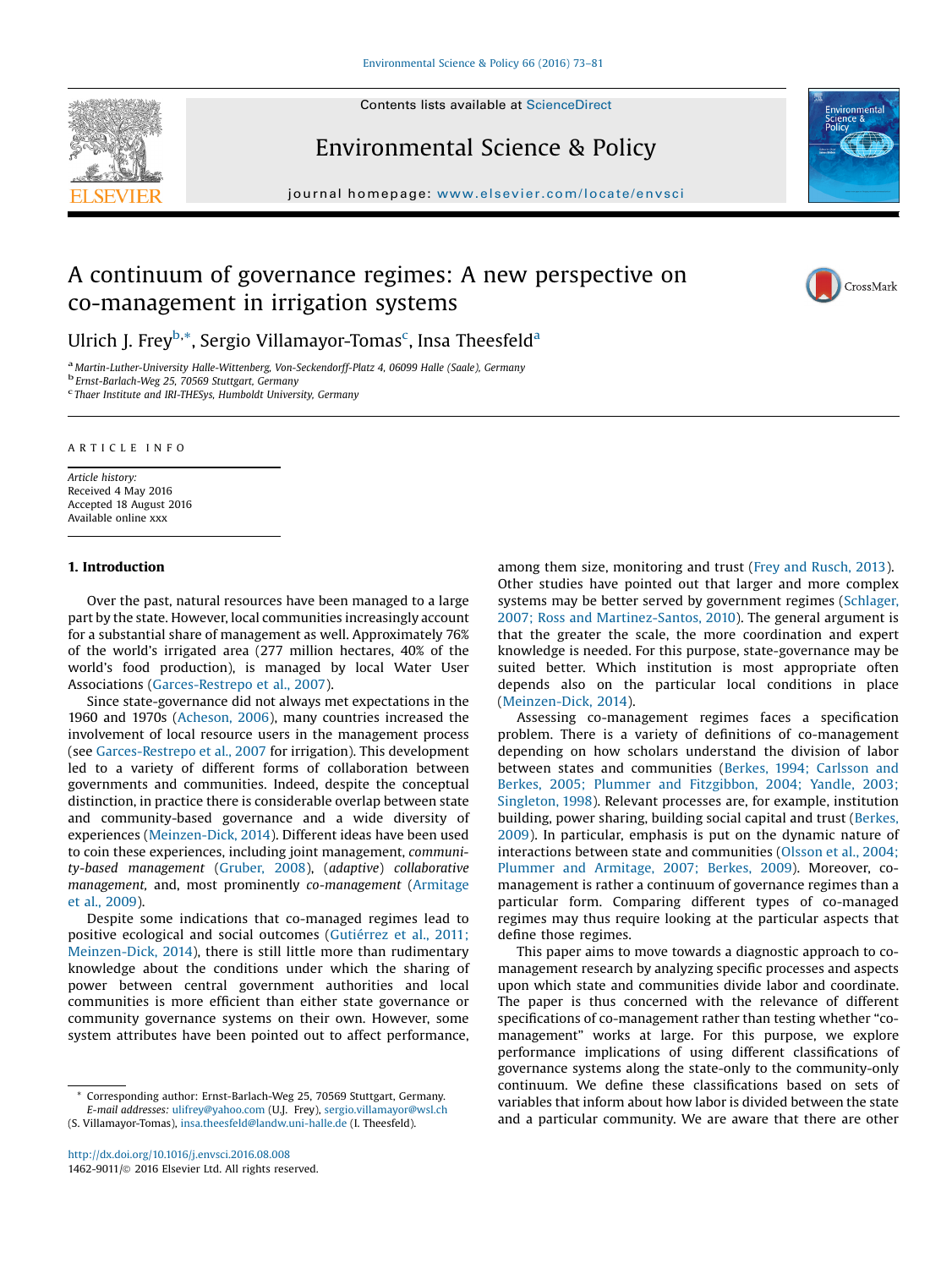# A continuum of governance regimes: A new perspective on co-management in irrigation systems

Ulrich J. Frey[b,*], Sergio Villamayor-Tomas[c], Insa Theesfeld[a]

[a] Martin-Luther-University Halle-Wittenberg, Von-Seckendorff-Platz 4, 06099 Halle (Saale), Germany
[b] Ernst-Barlach-Weg 25, 70569 Stuttgart, Germany
[c] Thaer Institute and IRI-THESys, Humboldt University, Germany

ARTICLE INFO

*Article history:*
Received 4 May 2016
Accepted 18 August 2016
Available online xxx

## 1. Introduction

Over the past, natural resources have been managed to a large part by the state. However, local communities increasingly account for a substantial share of management as well. Approximately 76% of the world's irrigated area (277 million hectares, 40% of the world's food production), is managed by local Water User Associations (Garces-Restrepo et al., 2007).

Since state-governance did not always met expectations in the 1960 and 1970s (Acheson, 2006), many countries increased the involvement of local resource users in the management process (see Garces-Restrepo et al., 2007 for irrigation). This development led to a variety of different forms of collaboration between governments and communities. Indeed, despite the conceptual distinction, in practice there is considerable overlap between state and community-based governance and a wide diversity of experiences (Meinzen-Dick, 2014). Different ideas have been used to coin these experiences, including joint management, *community-based management* (Gruber, 2008), (*adaptive*) *collaborative management*, and, most prominently *co-management* (Armitage et al., 2009).

Despite some indications that co-managed regimes lead to positive ecological and social outcomes (Gutiérrez et al., 2011; Meinzen-Dick, 2014), there is still little more than rudimentary knowledge about the conditions under which the sharing of power between central government authorities and local communities is more efficient than either state governance or community governance systems on their own. However, some system attributes have been pointed out to affect performance, among them size, monitoring and trust (Frey and Rusch, 2013). Other studies have pointed out that larger and more complex systems may be better served by government regimes (Schlager, 2007; Ross and Martinez-Santos, 2010). The general argument is that the greater the scale, the more coordination and expert knowledge is needed. For this purpose, state-governance may be suited better. Which institution is most appropriate often depends also on the particular local conditions in place (Meinzen-Dick, 2014).

Assessing co-management regimes faces a specification problem. There is a variety of definitions of co-management depending on how scholars understand the division of labor between states and communities (Berkes, 1994; Carlsson and Berkes, 2005; Plummer and Fitzgibbon, 2004; Yandle, 2003; Singleton, 1998). Relevant processes are, for example, institution building, power sharing, building social capital and trust (Berkes, 2009). In particular, emphasis is put on the dynamic nature of interactions between state and communities (Olsson et al., 2004; Plummer and Armitage, 2007; Berkes, 2009). Moreover, co-management is rather a continuum of governance regimes than a particular form. Comparing different types of co-managed regimes may thus require looking at the particular aspects that define those regimes.

This paper aims to move towards a diagnostic approach to co-management research by analyzing specific processes and aspects upon which state and communities divide labor and coordinate. The paper is thus concerned with the relevance of different specifications of co-management rather than testing whether "co-management" works at large. For this purpose, we explore performance implications of using different classifications of governance systems along the state-only to the community-only continuum. We define these classifications based on sets of variables that inform about how labor is divided between the state and a particular community. We are aware that there are other

---

\* Corresponding author: Ernst-Barlach-Weg 25, 70569 Stuttgart, Germany.
*E-mail addresses:* ulifrey@yahoo.com (U.J. Frey), sergio.villamayor@wsl.ch (S. Villamayor-Tomas), insa.theesfeld@landw.uni-halle.de (I. Theesfeld).

http://dx.doi.org/10.1016/j.envsci.2016.08.008
1462-9011/© 2016 Elsevier Ltd. All rights reserved.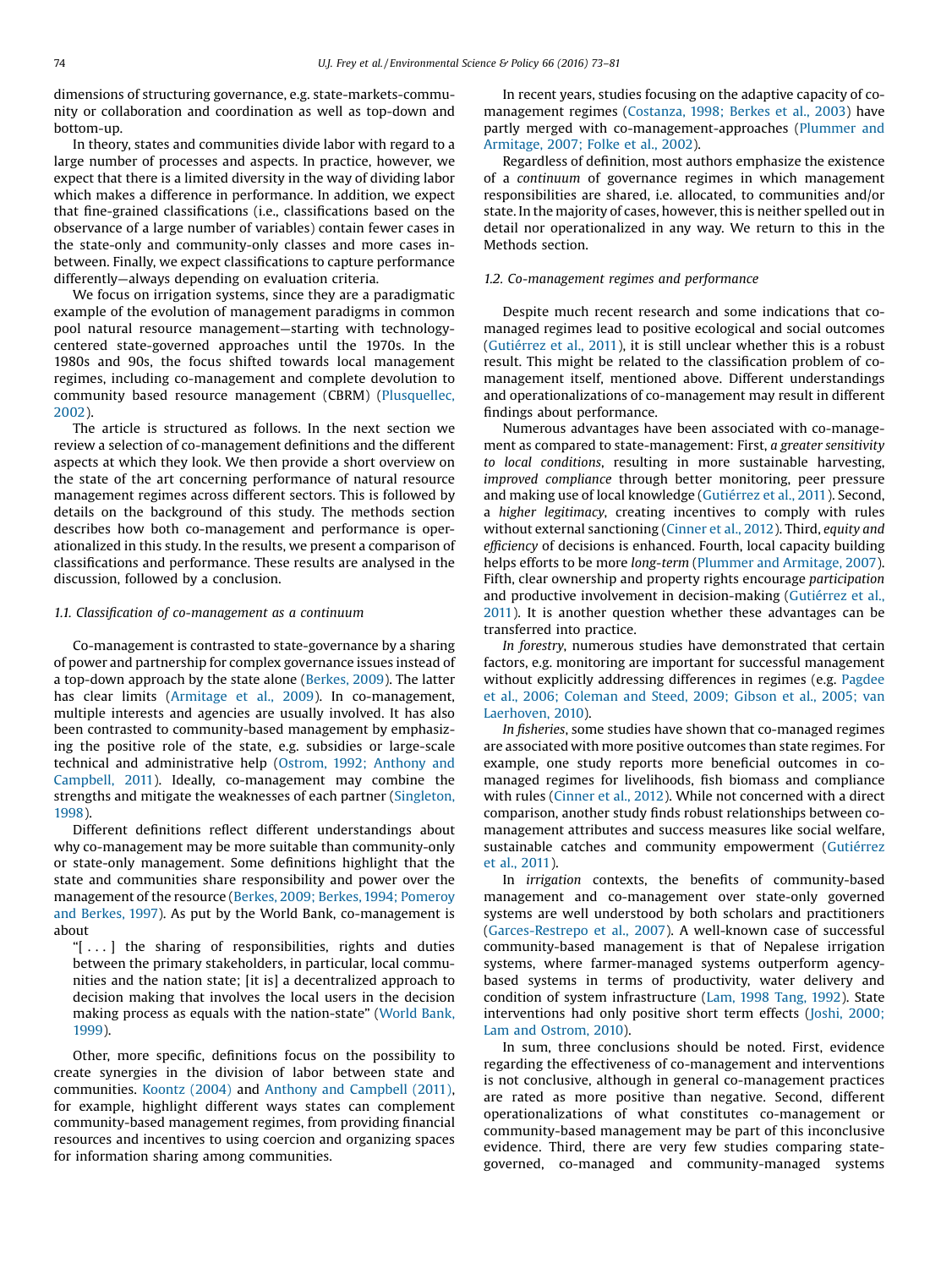dimensions of structuring governance, e.g. state-markets-community or collaboration and coordination as well as top-down and bottom-up.

In theory, states and communities divide labor with regard to a large number of processes and aspects. In practice, however, we expect that there is a limited diversity in the way of dividing labor which makes a difference in performance. In addition, we expect that fine-grained classifications (i.e., classifications based on the observance of a large number of variables) contain fewer cases in the state-only and community-only classes and more cases in-between. Finally, we expect classifications to capture performance differently—always depending on evaluation criteria.

We focus on irrigation systems, since they are a paradigmatic example of the evolution of management paradigms in common pool natural resource management—starting with technology-centered state-governed approaches until the 1970s. In the 1980s and 90s, the focus shifted towards local management regimes, including co-management and complete devolution to community based resource management (CBRM) (Plusquellec, 2002).

The article is structured as follows. In the next section we review a selection of co-management definitions and the different aspects at which they look. We then provide a short overview on the state of the art concerning performance of natural resource management regimes across different sectors. This is followed by details on the background of this study. The methods section describes how both co-management and performance is operationalized in this study. In the results, we present a comparison of classifications and performance. These results are analysed in the discussion, followed by a conclusion.

### 1.1. Classification of co-management as a continuum

Co-management is contrasted to state-governance by a sharing of power and partnership for complex governance issues instead of a top-down approach by the state alone (Berkes, 2009). The latter has clear limits (Armitage et al., 2009). In co-management, multiple interests and agencies are usually involved. It has also been contrasted to community-based management by emphasizing the positive role of the state, e.g. subsidies or large-scale technical and administrative help (Ostrom, 1992; Anthony and Campbell, 2011). Ideally, co-management may combine the strengths and mitigate the weaknesses of each partner (Singleton, 1998).

Different definitions reflect different understandings about why co-management may be more suitable than community-only or state-only management. Some definitions highlight that the state and communities share responsibility and power over the management of the resource (Berkes, 2009; Berkes, 1994; Pomeroy and Berkes, 1997). As put by the World Bank, co-management is about

> "[ . . . ] the sharing of responsibilities, rights and duties between the primary stakeholders, in particular, local communities and the nation state; [it is] a decentralized approach to decision making that involves the local users in the decision making process as equals with the nation-state" (World Bank, 1999).

Other, more specific, definitions focus on the possibility to create synergies in the division of labor between state and communities. Koontz (2004) and Anthony and Campbell (2011), for example, highlight different ways states can complement community-based management regimes, from providing financial resources and incentives to using coercion and organizing spaces for information sharing among communities.

In recent years, studies focusing on the adaptive capacity of co-management regimes (Costanza, 1998; Berkes et al., 2003) have partly merged with co-management-approaches (Plummer and Armitage, 2007; Folke et al., 2002).

Regardless of definition, most authors emphasize the existence of a *continuum* of governance regimes in which management responsibilities are shared, i.e. allocated, to communities and/or state. In the majority of cases, however, this is neither spelled out in detail nor operationalized in any way. We return to this in the Methods section.

### 1.2. Co-management regimes and performance

Despite much recent research and some indications that co-managed regimes lead to positive ecological and social outcomes (Gutiérrez et al., 2011), it is still unclear whether this is a robust result. This might be related to the classification problem of co-management itself, mentioned above. Different understandings and operationalizations of co-management may result in different findings about performance.

Numerous advantages have been associated with co-management as compared to state-management: First, *a greater sensitivity to local conditions*, resulting in more sustainable harvesting, *improved compliance* through better monitoring, peer pressure and making use of local knowledge (Gutiérrez et al., 2011). Second, a *higher legitimacy*, creating incentives to comply with rules without external sanctioning (Cinner et al., 2012). Third, *equity and efficiency* of decisions is enhanced. Fourth, local capacity building helps efforts to be more *long-term* (Plummer and Armitage, 2007). Fifth, clear ownership and property rights encourage *participation* and productive involvement in decision-making (Gutiérrez et al., 2011). It is another question whether these advantages can be transferred into practice.

*In forestry*, numerous studies have demonstrated that certain factors, e.g. monitoring are important for successful management without explicitly addressing differences in regimes (e.g. Pagdee et al., 2006; Coleman and Steed, 2009; Gibson et al., 2005; van Laerhoven, 2010).

*In fisheries*, some studies have shown that co-managed regimes are associated with more positive outcomes than state regimes. For example, one study reports more beneficial outcomes in co-managed regimes for livelihoods, fish biomass and compliance with rules (Cinner et al., 2012). While not concerned with a direct comparison, another study finds robust relationships between co-management attributes and success measures like social welfare, sustainable catches and community empowerment (Gutiérrez et al., 2011).

In *irrigation* contexts, the benefits of community-based management and co-management over state-only governed systems are well understood by both scholars and practitioners (Garces-Restrepo et al., 2007). A well-known case of successful community-based management is that of Nepalese irrigation systems, where farmer-managed systems outperform agency-based systems in terms of productivity, water delivery and condition of system infrastructure (Lam, 1998 Tang, 1992). State interventions had only positive short term effects (Joshi, 2000; Lam and Ostrom, 2010).

In sum, three conclusions should be noted. First, evidence regarding the effectiveness of co-management and interventions is not conclusive, although in general co-management practices are rated as more positive than negative. Second, different operationalizations of what constitutes co-management or community-based management may be part of this inconclusive evidence. Third, there are very few studies comparing state-governed, co-managed and community-managed systems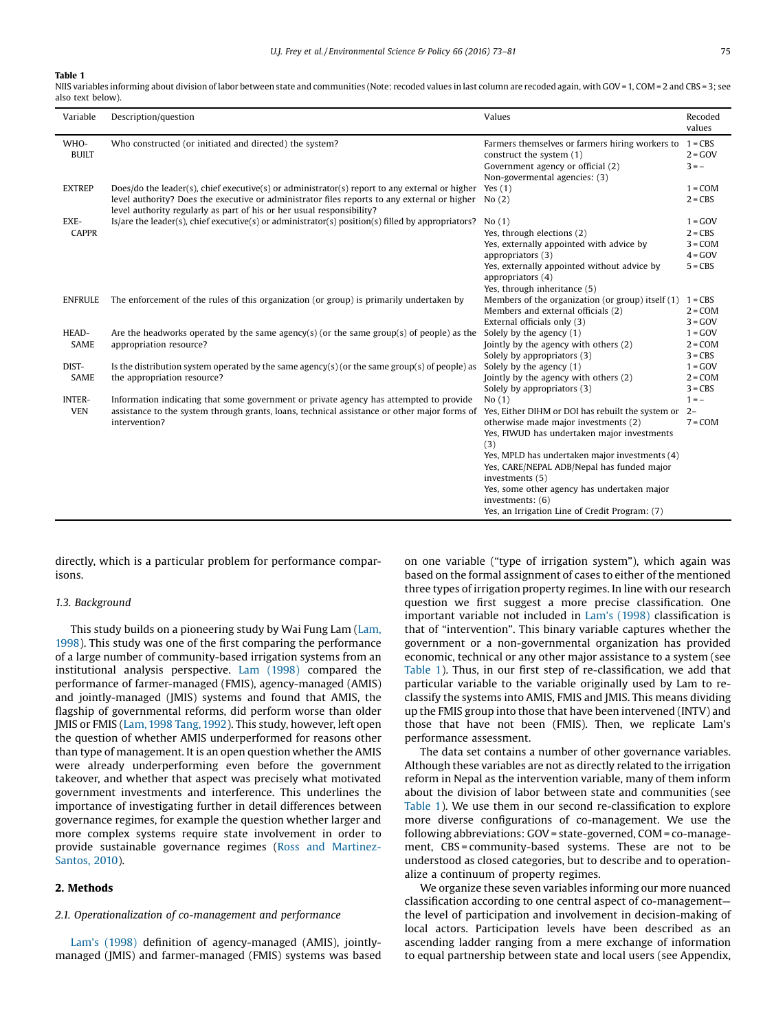**Table 1**
NIIS variables informing about division of labor between state and communities (Note: recoded values in last column are recoded again, with GOV = 1, COM = 2 and CBS = 3; see also text below).

| Variable | Description/question | Values | Recoded values |
|---|---|---|---|
| WHO-BUILT | Who constructed (or initiated and directed) the system? | Farmers themselves or farmers hiring workers to construct the system (1)<br>Government agency or official (2)<br>Non-govermental agencies: (3) | 1 = CBS<br>2 = GOV<br>3 = – |
| EXTREP | Does/do the leader(s), chief executive(s) or administrator(s) report to any external or higher level authority? Does the executive or administrator files reports to any external or higher level authority regularly as part of his or her usual responsibility? | Yes (1)<br>No (2) | 1 = COM<br>2 = CBS |
| EXE-CAPPR | Is/are the leader(s), chief executive(s) or administrator(s) position(s) filled by appropriators? | No (1)<br>Yes, through elections (2)<br>Yes, externally appointed with advice by appropriators (3)<br>Yes, externally appointed without advice by appropriators (4)<br>Yes, through inheritance (5) | 1 = GOV<br>2 = CBS<br>3 = COM<br>4 = GOV<br>5 = CBS |
| ENFRULE | The enforcement of the rules of this organization (or group) is primarily undertaken by | Members of the organization (or group) itself (1)<br>Members and external officials (2)<br>External officials only (3) | 1 = CBS<br>2 = COM<br>3 = GOV |
| HEAD-SAME | Are the headworks operated by the same agency(s) (or the same group(s) of people) as the appropriation resource? | Solely by the agency (1)<br>Jointly by the agency with others (2)<br>Solely by appropriators (3) | 1 = GOV<br>2 = COM<br>3 = CBS |
| DIST-SAME | Is the distribution system operated by the same agency(s) (or the same group(s) of people) as the appropriation resource? | Solely by the agency (1)<br>Jointly by the agency with others (2)<br>Solely by appropriators (3) | 1 = GOV<br>2 = COM<br>3 = CBS |
| INTER-VEN | Information indicating that some government or private agency has attempted to provide assistance to the system through grants, loans, technical assistance or other major forms of intervention? | No (1)<br>Yes, Either DIHM or DOI has rebuilt the system or otherwise made major investments (2)<br>Yes, FIWUD has undertaken major investments (3)<br>Yes, MPLD has undertaken major investments (4)<br>Yes, CARE/NEPAL ADB/Nepal has funded major investments (5)<br>Yes, some other agency has undertaken major investments: (6)<br>Yes, an Irrigation Line of Credit Program: (7) | 1 = –<br>2–<br>7 = COM |

directly, which is a particular problem for performance comparisons.

### 1.3. Background

This study builds on a pioneering study by Wai Fung Lam (Lam, 1998). This study was one of the first comparing the performance of a large number of community-based irrigation systems from an institutional analysis perspective. Lam (1998) compared the performance of farmer-managed (FMIS), agency-managed (AMIS) and jointly-managed (JMIS) systems and found that AMIS, the flagship of governmental reforms, did perform worse than older JMIS or FMIS (Lam, 1998 Tang, 1992). This study, however, left open the question of whether AMIS underperformed for reasons other than type of management. It is an open question whether the AMIS were already underperforming even before the government takeover, and whether that aspect was precisely what motivated government investments and interference. This underlines the importance of investigating further in detail differences between governance regimes, for example the question whether larger and more complex systems require state involvement in order to provide sustainable governance regimes (Ross and Martinez-Santos, 2010).

## 2. Methods

### 2.1. Operationalization of co-management and performance

Lam's (1998) definition of agency-managed (AMIS), jointly-managed (JMIS) and farmer-managed (FMIS) systems was based on one variable ("type of irrigation system"), which again was based on the formal assignment of cases to either of the mentioned three types of irrigation property regimes. In line with our research question we first suggest a more precise classification. One important variable not included in Lam's (1998) classification is that of "intervention". This binary variable captures whether the government or a non-governmental organization has provided economic, technical or any other major assistance to a system (see Table 1). Thus, in our first step of re-classification, we add that particular variable to the variable originally used by Lam to re-classify the systems into AMIS, FMIS and JMIS. This means dividing up the FMIS group into those that have been intervened (INTV) and those that have not been (FMIS). Then, we replicate Lam's performance assessment.

The data set contains a number of other governance variables. Although these variables are not as directly related to the irrigation reform in Nepal as the intervention variable, many of them inform about the division of labor between state and communities (see Table 1). We use them in our second re-classification to explore more diverse configurations of co-management. We use the following abbreviations: GOV = state-governed, COM = co-management, CBS = community-based systems. These are not to be understood as closed categories, but to describe and to operationalize a continuum of property regimes.

We organize these seven variables informing our more nuanced classification according to one central aspect of co-management—the level of participation and involvement in decision-making of local actors. Participation levels have been described as an ascending ladder ranging from a mere exchange of information to equal partnership between state and local users (see Appendix,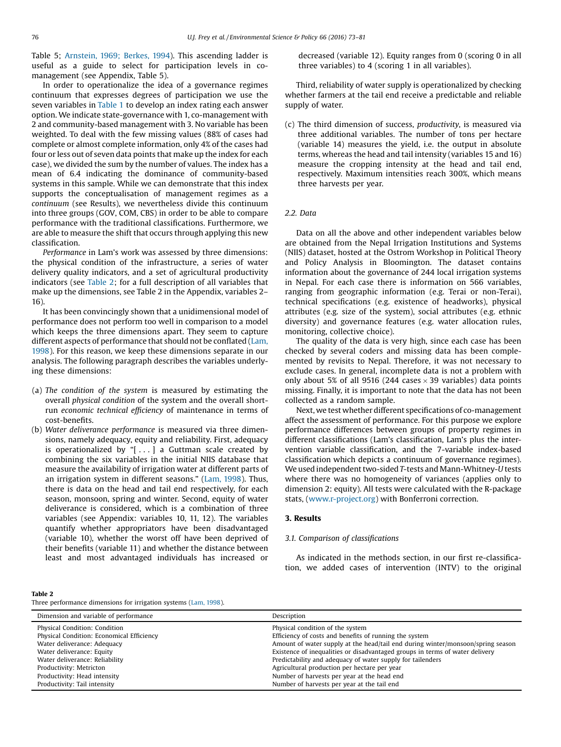Table 5; Arnstein, 1969; Berkes, 1994). This ascending ladder is useful as a guide to select for participation levels in co-management (see Appendix, Table 5).

In order to operationalize the idea of a governance regimes continuum that expresses degrees of participation we use the seven variables in Table 1 to develop an index rating each answer option. We indicate state-governance with 1, co-management with 2 and community-based management with 3. No variable has been weighted. To deal with the few missing values (88% of cases had complete or almost complete information, only 4% of the cases had four or less out of seven data points that make up the index for each case), we divided the sum by the number of values. The index has a mean of 6.4 indicating the dominance of community-based systems in this sample. While we can demonstrate that this index supports the conceptualisation of management regimes as a *continuum* (see Results), we nevertheless divide this continuum into three groups (GOV, COM, CBS) in order to be able to compare performance with the traditional classifications. Furthermore, we are able to measure the shift that occurs through applying this new classification.

*Performance* in Lam's work was assessed by three dimensions: the physical condition of the infrastructure, a series of water delivery quality indicators, and a set of agricultural productivity indicators (see Table 2; for a full description of all variables that make up the dimensions, see Table 2 in the Appendix, variables 2–16).

It has been convincingly shown that a unidimensional model of performance does not perform too well in comparison to a model which keeps the three dimensions apart. They seem to capture different aspects of performance that should not be conflated (Lam, 1998). For this reason, we keep these dimensions separate in our analysis. The following paragraph describes the variables underlying these dimensions:

(a) *The condition of the system* is measured by estimating the overall *physical condition* of the system and the overall short-run *economic technical efficiency* of maintenance in terms of cost-benefits.

(b) *Water deliverance performance* is measured via three dimensions, namely adequacy, equity and reliability. First, adequacy is operationalized by "[ . . . ] a Guttman scale created by combining the six variables in the initial NIIS database that measure the availability of irrigation water at different parts of an irrigation system in different seasons." (Lam, 1998). Thus, there is data on the head and tail end respectively, for each season, monsoon, spring and winter. Second, equity of water deliverance is considered, which is a combination of three variables (see Appendix: variables 10, 11, 12). The variables quantify whether appropriators have been disadvantaged (variable 10), whether the worst off have been deprived of their benefits (variable 11) and whether the distance between least and most advantaged individuals has increased or decreased (variable 12). Equity ranges from 0 (scoring 0 in all three variables) to 4 (scoring 1 in all variables).

Third, reliability of water supply is operationalized by checking whether farmers at the tail end receive a predictable and reliable supply of water.

(c) The third dimension of success, *productivity*, is measured via three additional variables. The number of tons per hectare (variable 14) measures the yield, i.e. the output in absolute terms, whereas the head and tail intensity (variables 15 and 16) measure the cropping intensity at the head and tail end, respectively. Maximum intensities reach 300%, which means three harvests per year.

### 2.2. Data

Data on all the above and other independent variables below are obtained from the Nepal Irrigation Institutions and Systems (NIIS) dataset, hosted at the Ostrom Workshop in Political Theory and Policy Analysis in Bloomington. The dataset contains information about the governance of 244 local irrigation systems in Nepal. For each case there is information on 566 variables, ranging from geographic information (e.g. Terai or non-Terai), technical specifications (e.g. existence of headworks), physical attributes (e.g. size of the system), social attributes (e.g. ethnic diversity) and governance features (e.g. water allocation rules, monitoring, collective choice).

The quality of the data is very high, since each case has been checked by several coders and missing data has been complemented by revisits to Nepal. Therefore, it was not necessary to exclude cases. In general, incomplete data is not a problem with only about 5% of all 9516 (244 cases $\times$ 39 variables) data points missing. Finally, it is important to note that the data has not been collected as a random sample.

Next, we test whether different specifications of co-management affect the assessment of performance. For this purpose we explore performance differences between groups of property regimes in different classifications (Lam's classification, Lam's plus the intervention variable classification, and the 7-variable index-based classification which depicts a continuum of governance regimes). We used independent two-sided *T*-tests and Mann-Whitney-*U* tests where there was no homogeneity of variances (applies only to dimension 2: equity). All tests were calculated with the R-package stats, (www.r-project.org) with Bonferroni correction.

## 3. Results

### 3.1. Comparison of classifications

As indicated in the methods section, in our first re-classification, we added cases of intervention (INTV) to the original

**Table 2**
Three performance dimensions for irrigation systems (Lam, 1998).

| Dimension and variable of performance | Description |
|---|---|
| Physical Condition: Condition | Physical condition of the system |
| Physical Condition: Economical Efficiency | Efficiency of costs and benefits of running the system |
| Water deliverance: Adequacy | Amount of water supply at the head/tail end during winter/monsoon/spring season |
| Water deliverance: Equity | Existence of inequalities or disadvantaged groups in terms of water delivery |
| Water deliverance: Reliability | Predictability and adequacy of water supply for tailenders |
| Productivity: Metricton | Agricultural production per hectare per year |
| Productivity: Head intensity | Number of harvests per year at the head end |
| Productivity: Tail intensity | Number of harvests per year at the tail end |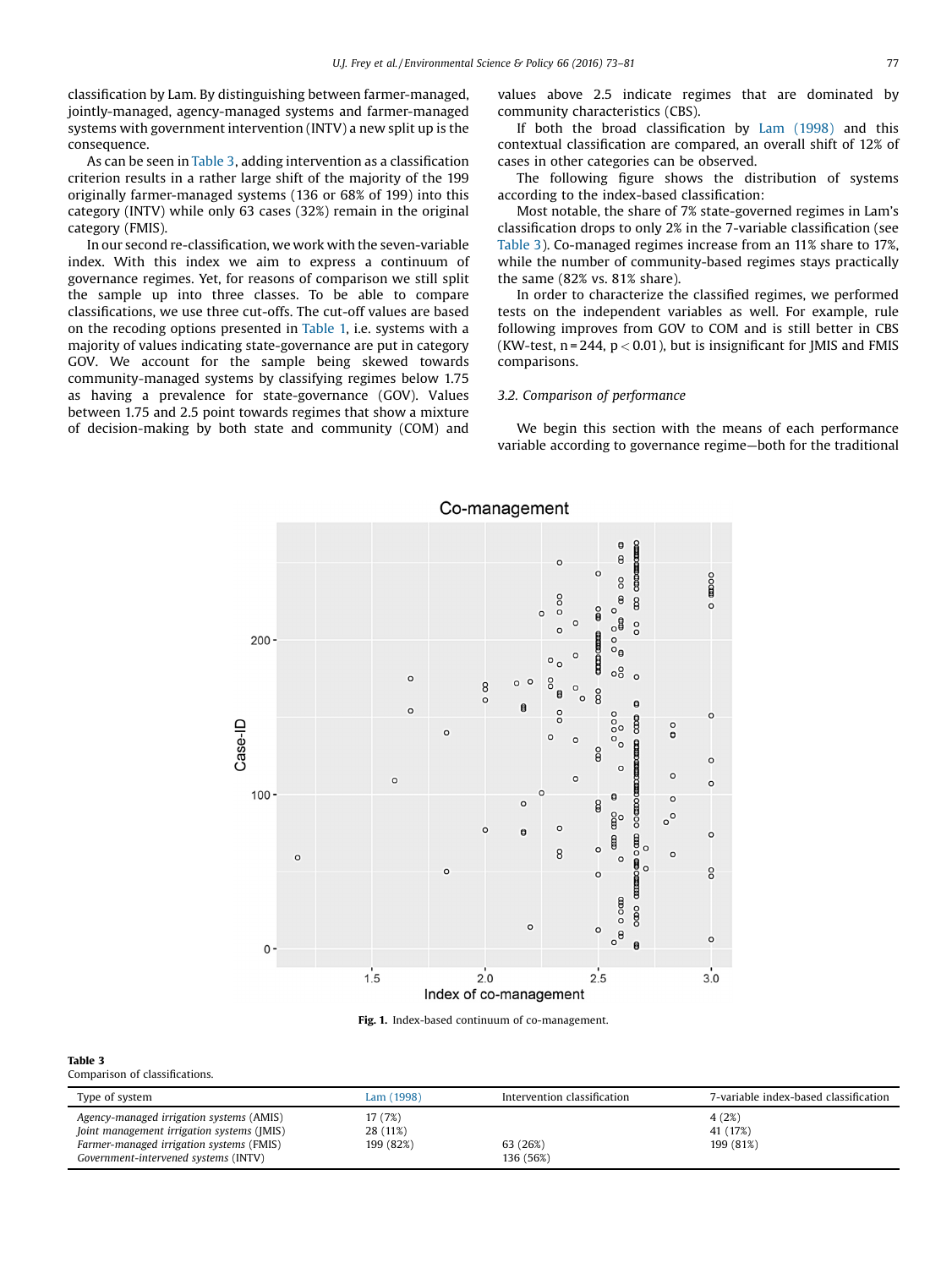classification by Lam. By distinguishing between farmer-managed, jointly-managed, agency-managed systems and farmer-managed systems with government intervention (INTV) a new split up is the consequence.

As can be seen in Table 3, adding intervention as a classification criterion results in a rather large shift of the majority of the 199 originally farmer-managed systems (136 or 68% of 199) into this category (INTV) while only 63 cases (32%) remain in the original category (FMIS).

In our second re-classification, we work with the seven-variable index. With this index we aim to express a continuum of governance regimes. Yet, for reasons of comparison we still split the sample up into three classes. To be able to compare classifications, we use three cut-offs. The cut-off values are based on the recoding options presented in Table 1, i.e. systems with a majority of values indicating state-governance are put in category GOV. We account for the sample being skewed towards community-managed systems by classifying regimes below 1.75 as having a prevalence for state-governance (GOV). Values between 1.75 and 2.5 point towards regimes that show a mixture of decision-making by both state and community (COM) and values above 2.5 indicate regimes that are dominated by community characteristics (CBS).

If both the broad classification by Lam (1998) and this contextual classification are compared, an overall shift of 12% of cases in other categories can be observed.

The following figure shows the distribution of systems according to the index-based classification:

Most notable, the share of 7% state-governed regimes in Lam's classification drops to only 2% in the 7-variable classification (see Table 3). Co-managed regimes increase from an 11% share to 17%, while the number of community-based regimes stays practically the same (82% vs. 81% share).

In order to characterize the classified regimes, we performed tests on the independent variables as well. For example, rule following improves from GOV to COM and is still better in CBS (KW-test, $n = 244$, $p < 0.01$), but is insignificant for JMIS and FMIS comparisons.

### 3.2. Comparison of performance

We begin this section with the means of each performance variable according to governance regime—both for the traditional

Fig. 1. Index-based continuum of co-management.

**Table 3**
Comparison of classifications.

| Type of system | Lam (1998) | Intervention classification | 7-variable index-based classification |
|---|---|---|---|
| *Agency-managed irrigation systems* (AMIS) | 17 (7%) | | 4 (2%) |
| *Joint management irrigation systems* (JMIS) | 28 (11%) | | 41 (17%) |
| *Farmer-managed irrigation systems* (FMIS) | 199 (82%) | 63 (26%) | 199 (81%) |
| *Government-intervened systems* (INTV) | | 136 (56%) | |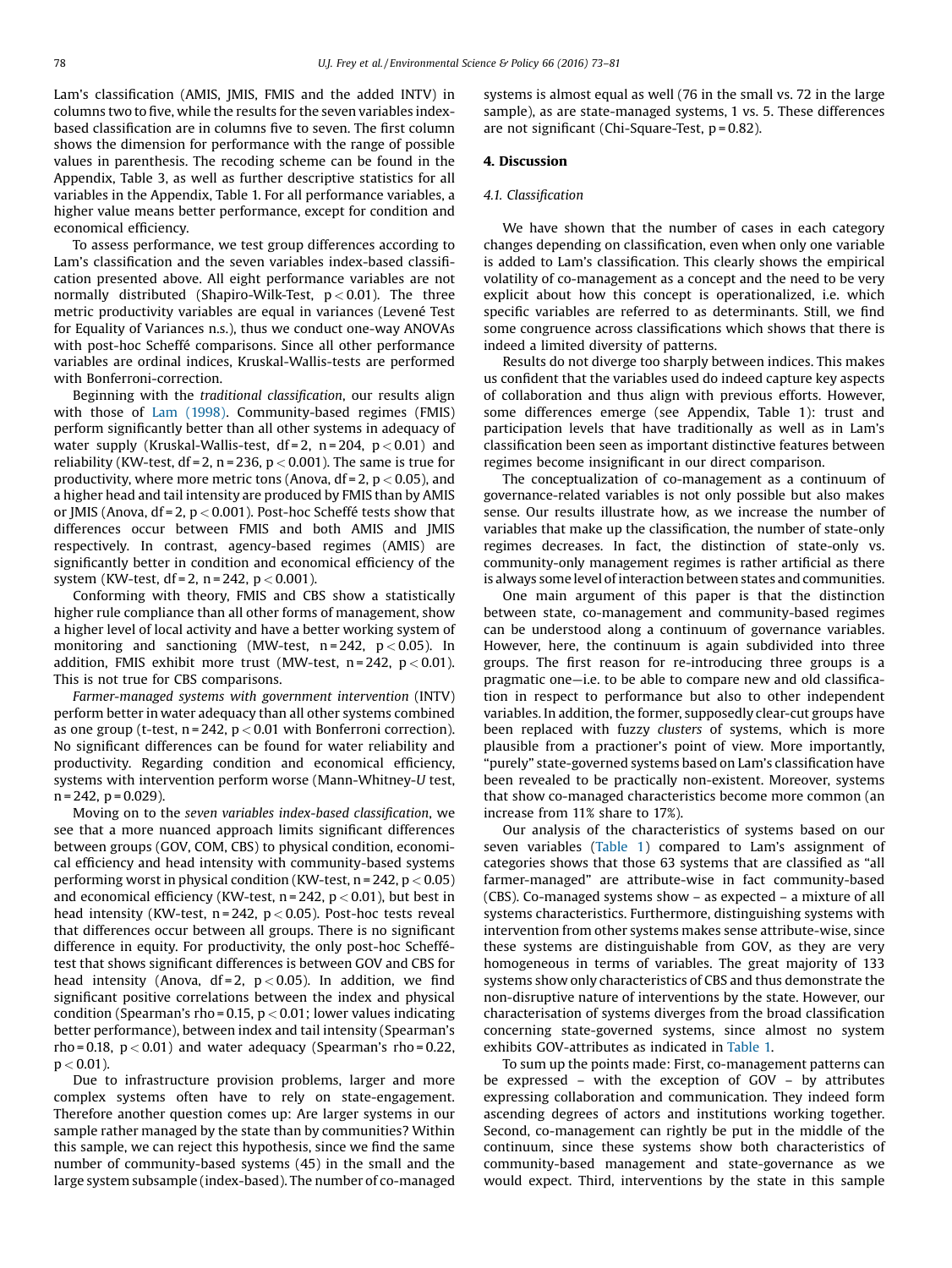Lam's classification (AMIS, JMIS, FMIS and the added INTV) in columns two to five, while the results for the seven variables index-based classification are in columns five to seven. The first column shows the dimension for performance with the range of possible values in parenthesis. The recoding scheme can be found in the Appendix, Table 3, as well as further descriptive statistics for all variables in the Appendix, Table 1. For all performance variables, a higher value means better performance, except for condition and economical efficiency.

To assess performance, we test group differences according to Lam's classification and the seven variables index-based classification presented above. All eight performance variables are not normally distributed (Shapiro-Wilk-Test, $p < 0.01$). The three metric productivity variables are equal in variances (Levené Test for Equality of Variances n.s.), thus we conduct one-way ANOVAs with post-hoc Scheffé comparisons. Since all other performance variables are ordinal indices, Kruskal-Wallis-tests are performed with Bonferroni-correction.

Beginning with the *traditional classification*, our results align with those of Lam (1998). Community-based regimes (FMIS) perform significantly better than all other systems in adequacy of water supply (Kruskal-Wallis-test, df = 2, n = 204, $p < 0.01$) and reliability (KW-test, df = 2, n = 236, $p < 0.001$). The same is true for productivity, where more metric tons (Anova, df = 2, $p < 0.05$), and a higher head and tail intensity are produced by FMIS than by AMIS or JMIS (Anova, df = 2, $p < 0.001$). Post-hoc Scheffé tests show that differences occur between FMIS and both AMIS and JMIS respectively. In contrast, agency-based regimes (AMIS) are significantly better in condition and economical efficiency of the system (KW-test, df = 2, n = 242, $p < 0.001$).

Conforming with theory, FMIS and CBS show a statistically higher rule compliance than all other forms of management, show a higher level of local activity and have a better working system of monitoring and sanctioning (MW-test, n = 242, $p < 0.05$). In addition, FMIS exhibit more trust (MW-test, n = 242, $p < 0.01$). This is not true for CBS comparisons.

*Farmer-managed systems with government intervention* (INTV) perform better in water adequacy than all other systems combined as one group (t-test, n = 242, $p < 0.01$ with Bonferroni correction). No significant differences can be found for water reliability and productivity. Regarding condition and economical efficiency, systems with intervention perform worse (Mann-Whitney-*U* test, n = 242, p = 0.029).

Moving on to the *seven variables index-based classification*, we see that a more nuanced approach limits significant differences between groups (GOV, COM, CBS) to physical condition, economical efficiency and head intensity with community-based systems performing worst in physical condition (KW-test, n = 242, $p < 0.05$) and economical efficiency (KW-test, n = 242, $p < 0.01$), but best in head intensity (KW-test, n = 242, $p < 0.05$). Post-hoc tests reveal that differences occur between all groups. There is no significant difference in equity. For productivity, the only post-hoc Scheffé-test that shows significant differences is between GOV and CBS for head intensity (Anova, df = 2, $p < 0.05$). In addition, we find significant positive correlations between the index and physical condition (Spearman's rho = 0.15, $p < 0.01$; lower values indicating better performance), between index and tail intensity (Spearman's rho = 0.18, $p < 0.01$) and water adequacy (Spearman's rho = 0.22, $p < 0.01$).

Due to infrastructure provision problems, larger and more complex systems often have to rely on state-engagement. Therefore another question comes up: Are larger systems in our sample rather managed by the state than by communities? Within this sample, we can reject this hypothesis, since we find the same number of community-based systems (45) in the small and the large system subsample (index-based). The number of co-managed systems is almost equal as well (76 in the small vs. 72 in the large sample), as are state-managed systems, 1 vs. 5. These differences are not significant (Chi-Square-Test, p = 0.82).

## 4. Discussion

### 4.1. Classification

We have shown that the number of cases in each category changes depending on classification, even when only one variable is added to Lam's classification. This clearly shows the empirical volatility of co-management as a concept and the need to be very explicit about how this concept is operationalized, i.e. which specific variables are referred to as determinants. Still, we find some congruence across classifications which shows that there is indeed a limited diversity of patterns.

Results do not diverge too sharply between indices. This makes us confident that the variables used do indeed capture key aspects of collaboration and thus align with previous efforts. However, some differences emerge (see Appendix, Table 1): trust and participation levels that have traditionally as well as in Lam's classification been seen as important distinctive features between regimes become insignificant in our direct comparison.

The conceptualization of co-management as a continuum of governance-related variables is not only possible but also makes sense. Our results illustrate how, as we increase the number of variables that make up the classification, the number of state-only regimes decreases. In fact, the distinction of state-only vs. community-only management regimes is rather artificial as there is always some level of interaction between states and communities.

One main argument of this paper is that the distinction between state, co-management and community-based regimes can be understood along a continuum of governance variables. However, here, the continuum is again subdivided into three groups. The first reason for re-introducing three groups is a pragmatic one—i.e. to be able to compare new and old classification in respect to performance but also to other independent variables. In addition, the former, supposedly clear-cut groups have been replaced with fuzzy *clusters* of systems, which is more plausible from a practioner's point of view. More importantly, "purely" state-governed systems based on Lam's classification have been revealed to be practically non-existent. Moreover, systems that show co-managed characteristics become more common (an increase from 11% share to 17%).

Our analysis of the characteristics of systems based on our seven variables (Table 1) compared to Lam's assignment of categories shows that those 63 systems that are classified as "all farmer-managed" are attribute-wise in fact community-based (CBS). Co-managed systems show – as expected – a mixture of all systems characteristics. Furthermore, distinguishing systems with intervention from other systems makes sense attribute-wise, since these systems are distinguishable from GOV, as they are very homogeneous in terms of variables. The great majority of 133 systems show only characteristics of CBS and thus demonstrate the non-disruptive nature of interventions by the state. However, our characterisation of systems diverges from the broad classification concerning state-governed systems, since almost no system exhibits GOV-attributes as indicated in Table 1.

To sum up the points made: First, co-management patterns can be expressed – with the exception of GOV – by attributes expressing collaboration and communication. They indeed form ascending degrees of actors and institutions working together. Second, co-management can rightly be put in the middle of the continuum, since these systems show both characteristics of community-based management and state-governance as we would expect. Third, interventions by the state in this sample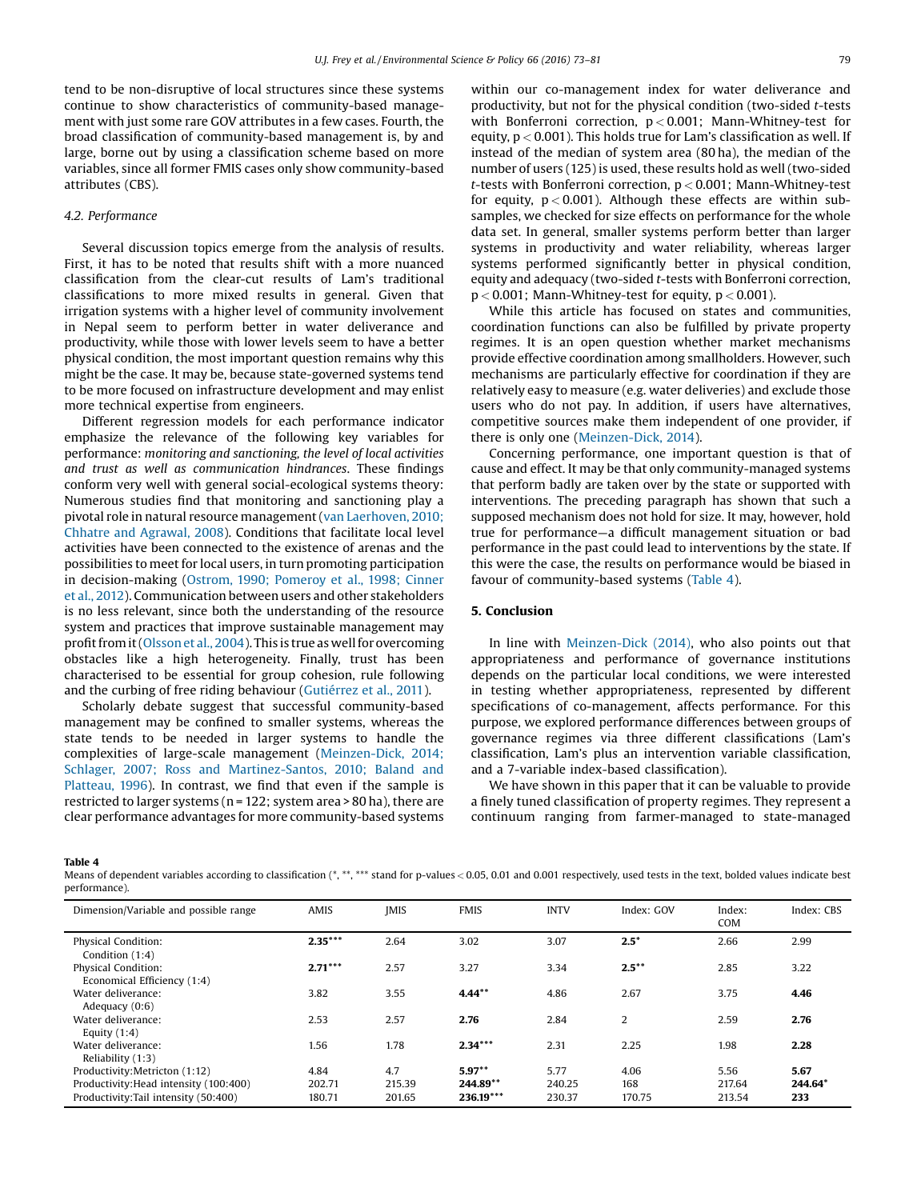tend to be non-disruptive of local structures since these systems continue to show characteristics of community-based management with just some rare GOV attributes in a few cases. Fourth, the broad classification of community-based management is, by and large, borne out by using a classification scheme based on more variables, since all former FMIS cases only show community-based attributes (CBS).

### 4.2. Performance

Several discussion topics emerge from the analysis of results. First, it has to be noted that results shift with a more nuanced classification from the clear-cut results of Lam's traditional classifications to more mixed results in general. Given that irrigation systems with a higher level of community involvement in Nepal seem to perform better in water deliverance and productivity, while those with lower levels seem to have a better physical condition, the most important question remains why this might be the case. It may be, because state-governed systems tend to be more focused on infrastructure development and may enlist more technical expertise from engineers.

Different regression models for each performance indicator emphasize the relevance of the following key variables for performance: *monitoring and sanctioning, the level of local activities and trust as well as communication hindrances*. These findings conform very well with general social-ecological systems theory: Numerous studies find that monitoring and sanctioning play a pivotal role in natural resource management (van Laerhoven, 2010; Chhatre and Agrawal, 2008). Conditions that facilitate local level activities have been connected to the existence of arenas and the possibilities to meet for local users, in turn promoting participation in decision-making (Ostrom, 1990; Pomeroy et al., 1998; Cinner et al., 2012). Communication between users and other stakeholders is no less relevant, since both the understanding of the resource system and practices that improve sustainable management may profit from it (Olsson et al., 2004). This is true as well for overcoming obstacles like a high heterogeneity. Finally, trust has been characterised to be essential for group cohesion, rule following and the curbing of free riding behaviour (Gutiérrez et al., 2011).

Scholarly debate suggest that successful community-based management may be confined to smaller systems, whereas the state tends to be needed in larger systems to handle the complexities of large-scale management (Meinzen-Dick, 2014; Schlager, 2007; Ross and Martinez-Santos, 2010; Baland and Platteau, 1996). In contrast, we find that even if the sample is restricted to larger systems (n = 122; system area > 80 ha), there are clear performance advantages for more community-based systems within our co-management index for water deliverance and productivity, but not for the physical condition (two-sided *t*-tests with Bonferroni correction, $p < 0.001$; Mann-Whitney-test for equity, $p < 0.001$). This holds true for Lam's classification as well. If instead of the median of system area (80 ha), the median of the number of users (125) is used, these results hold as well (two-sided *t*-tests with Bonferroni correction, $p < 0.001$; Mann-Whitney-test for equity, $p < 0.001$). Although these effects are within sub-samples, we checked for size effects on performance for the whole data set. In general, smaller systems perform better than larger systems in productivity and water reliability, whereas larger systems performed significantly better in physical condition, equity and adequacy (two-sided *t*-tests with Bonferroni correction, $p < 0.001$; Mann-Whitney-test for equity, $p < 0.001$).

While this article has focused on states and communities, coordination functions can also be fulfilled by private property regimes. It is an open question whether market mechanisms provide effective coordination among smallholders. However, such mechanisms are particularly effective for coordination if they are relatively easy to measure (e.g. water deliveries) and exclude those users who do not pay. In addition, if users have alternatives, competitive sources make them independent of one provider, if there is only one (Meinzen-Dick, 2014).

Concerning performance, one important question is that of cause and effect. It may be that only community-managed systems that perform badly are taken over by the state or supported with interventions. The preceding paragraph has shown that such a supposed mechanism does not hold for size. It may, however, hold true for performance—a difficult management situation or bad performance in the past could lead to interventions by the state. If this were the case, the results on performance would be biased in favour of community-based systems (Table 4).

## 5. Conclusion

In line with Meinzen-Dick (2014), who also points out that appropriateness and performance of governance institutions depends on the particular local conditions, we were interested in testing whether appropriateness, represented by different specifications of co-management, affects performance. For this purpose, we explored performance differences between groups of governance regimes via three different classifications (Lam's classification, Lam's plus an intervention variable classification, and a 7-variable index-based classification).

We have shown in this paper that it can be valuable to provide a finely tuned classification of property regimes. They represent a continuum ranging from farmer-managed to state-managed

**Table 4**
Means of dependent variables according to classification (*, **, *** stand for p-values < 0.05, 0.01 and 0.001 respectively, used tests in the text, bolded values indicate best performance).

| Dimension/Variable and possible range | AMIS | JMIS | FMIS | INTV | Index: GOV | Index: COM | Index: CBS |
|---|---|---|---|---|---|---|---|
| Physical Condition: Condition (1:4) | **2.35*** ** | 2.64 | 3.02 | 3.07 | **2.5*** | 2.66 | 2.99 |
| Physical Condition: Economical Efficiency (1:4) | **2.71*** ** | 2.57 | 3.27 | 3.34 | **2.5** ** | 2.85 | 3.22 |
| Water deliverance: Adequacy (0:6) | 3.82 | 3.55 | **4.44** ** | 4.86 | 2.67 | 3.75 | **4.46** |
| Water deliverance: Equity (1:4) | 2.53 | 2.57 | **2.76** | 2.84 | 2 | 2.59 | **2.76** |
| Water deliverance: Reliability (1:3) | 1.56 | 1.78 | **2.34*** ** | 2.31 | 2.25 | 1.98 | **2.28** |
| Productivity:Metricton (1:12) | 4.84 | 4.7 | **5.97** ** | 5.77 | 4.06 | 5.56 | **5.67** |
| Productivity:Head intensity (100:400) | 202.71 | 215.39 | **244.89** ** | 240.25 | 168 | 217.64 | **244.64*** |
| Productivity:Tail intensity (50:400) | 180.71 | 201.65 | **236.19*** ** | 230.37 | 170.75 | 213.54 | **233** |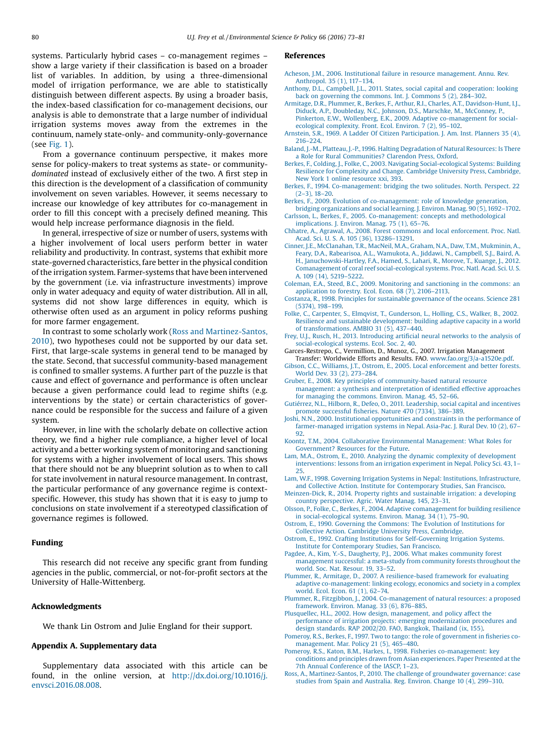systems. Particularly hybrid cases – co-management regimes – show a large variety if their classification is based on a broader list of variables. In addition, by using a three-dimensional model of irrigation performance, we are able to statistically distinguish between different aspects. By using a broader basis, the index-based classification for co-management decisions, our analysis is able to demonstrate that a large number of individual irrigation systems moves away from the extremes in the continuum, namely state-only- and community-only-governance (see Fig. 1).

From a governance continuum perspective, it makes more sense for policy-makers to treat systems as state- or community-*dominated* instead of exclusively either of the two. A first step in this direction is the development of a classification of community involvement on seven variables. However, it seems necessary to increase our knowledge of key attributes for co-management in order to fill this concept with a precisely defined meaning. This would help increase performance diagnosis in the field.

In general, irrespective of size or number of users, systems with a higher involvement of local users perform better in water reliability and productivity. In contrast, systems that exhibit more state-governed characteristics, fare better in the physical condition of the irrigation system. Farmer-systems that have been intervened by the government (i.e. via infrastructure investments) improve only in water adequacy and equity of water distribution. All in all, systems did not show large differences in equity, which is otherwise often used as an argument in policy reforms pushing for more farmer engagement.

In contrast to some scholarly work (Ross and Martinez-Santos, 2010), two hypotheses could not be supported by our data set. First, that large-scale systems in general tend to be managed by the state. Second, that successful community-based management is confined to smaller systems. A further part of the puzzle is that cause and effect of governance and performance is often unclear because a given performance could lead to regime shifts (e.g. interventions by the state) or certain characteristics of governance could be responsible for the success and failure of a given system.

However, in line with the scholarly debate on collective action theory, we find a higher rule compliance, a higher level of local activity and a better working system of monitoring and sanctioning for systems with a higher involvement of local users. This shows that there should not be any blueprint solution as to when to call for state involvement in natural resource management. In contrast, the particular performance of any governance regime is context-specific. However, this study has shown that it is easy to jump to conclusions on state involvement if a stereotyped classification of governance regimes is followed.

## Funding

This research did not receive any specific grant from funding agencies in the public, commercial, or not-for-profit sectors at the University of Halle-Wittenberg.

## Acknowledgments

We thank Lin Ostrom and Julie England for their support.

## Appendix A. Supplementary data

Supplementary data associated with this article can be found, in the online version, at http://dx.doi.org/10.1016/j.envsci.2016.08.008.

## References

Acheson, J.M., 2006. Institutional failure in resource management. Annu. Rev. Anthropol. 35 (1), 117–134.

Anthony, D.L., Campbell, J.L., 2011. States, social capital and cooperation: looking back on governing the commons. Int. J. Commons 5 (2), 284–302.

Armitage, D.R., Plummer, R., Berkes, F., Arthur, R.I., Charles, A.T., Davidson-Hunt, I.J., Diduck, A.P., Doubleday, N.C., Johnson, D.S., Marschke, M., McConney, P., Pinkerton, E.W., Wollenberg, E.K., 2009. Adaptive co-management for social-ecological complexity. Front. Ecol. Environ. 7 (2), 95–102.

Arnstein, S.R., 1969. A Ladder Of Citizen Participation. J. Am. Inst. Planners 35 (4), 216–224.

Baland, J.-M., Platteau, J.-P., 1996. Halting Degradation of Natural Resources: Is There a Role for Rural Communities? Clarendon Press, Oxford.

Berkes, F., Colding, J., Folke, C., 2003. Navigating Social-ecological Systems: Building Resilience for Complexity and Change. Cambridge University Press, Cambridge, New York 1 online resource xxi, 393.

Berkes, F., 1994. Co-management: bridging the two solitudes. North. Perspect. 22 (2–3), 18–20.

Berkes, F., 2009. Evolution of co-management: role of knowledge generation, bridging organizations and social learning. J. Environ. Manag. 90 (5), 1692–1702.

Carlsson, L., Berkes, F., 2005. Co-management: concepts and methodological implications. J. Environ. Manag. 75 (1), 65–76.

Chhatre, A., Agrawal, A., 2008. Forest commons and local enforcement. Proc. Natl. Acad. Sci. U. S. A. 105 (36), 13286–13291.

Cinner, J.E., McClanahan, T.R., MacNeil, M.A., Graham, N.A., Daw, T.M., Mukminin, A., Feary, D.A., Rabearisoa, A.L., Wamukota, A., Jiddawi, N., Campbell, S.J., Baird, A. H., Januchowski-Hartley, F.A., Hamed, S., Lahari, R., Morove, T., Kuange, J., 2012. Comanagement of coral reef social-ecological systems. Proc. Natl. Acad. Sci. U. S. A. 109 (14), 5219–5222.

Coleman, E.A., Steed, B.C., 2009. Monitoring and sanctioning in the commons: an application to forestry. Ecol. Econ. 68 (7), 2106–2113.

Costanza, R., 1998. Principles for sustainable governance of the oceans. Science 281 (5374), 198–199.

Folke, C., Carpenter, S., Elmqvist, T., Gunderson, L., Holling, C.S., Walker, B., 2002. Resilience and sustainable development: building adaptive capacity in a world of transformations. AMBIO 31 (5), 437–440.

Frey, U.J., Rusch, H., 2013. Introducing artificial neural networks to the analysis of social-ecological systems. Ecol. Soc. 2, 40.

Garces-Restrepo, C., Vermillion, D., Munoz, G., 2007. Irrigation Management Transfer: Worldwide Efforts and Results. FAO. www.fao.org/3/a-a1520e.pdf.

Gibson, C.C., Williams, J.T., Ostrom, E., 2005. Local enforcement and better forests. World Dev. 33 (2), 273–284.

Gruber, E., 2008. Key principles of community-based natural resource management: a synthesis and interpretation of identified effective approaches for managing the commons. Environ. Manag. 45, 52–66.

Gutiérrez, N.L., Hilborn, R., Defeo, O., 2011. Leadership, social capital and incentives promote successful fisheries. Nature 470 (7334), 386–389.

Joshi, N.N., 2000. Institutional opportunities and constraints in the performance of farmer-managed irrigation systems in Nepal. Asia-Pac. J. Rural Dev. 10 (2), 67–92.

Koontz, T.M., 2004. Collaborative Environmental Management: What Roles for Government? Resources for the Future.

Lam, M.A., Ostrom, E., 2010. Analyzing the dynamic complexity of development interventions: lessons from an irrigation experiment in Nepal. Policy Sci. 43, 1–25.

Lam, W.F., 1998. Governing Irrigation Systems in Nepal: Institutions, Infrastructure, and Collective Action. Institute for Contemporary Studies, San Francisco.

Meinzen-Dick, R., 2014. Property rights and sustainable irrigation: a developing country perspective. Agric. Water Manag. 145, 23–31.

Olsson, P., Folke, C., Berkes, F., 2004. Adaptive comanagement for building resilience in social-ecological systems. Environ. Manag. 34 (1), 75–90.

Ostrom, E., 1990. Governing the Commons: The Evolution of Institutions for Collective Action. Cambridge University Press, Cambridge.

Ostrom, E., 1992. Crafting Institutions for Self-Governing Irrigation Systems. Institute for Contemporary Studies, San Francisco.

Pagdee, A., Kim, Y.-S., Daugherty, P.J., 2006. What makes community forest management successful: a meta-study from community forests throughout the world. Soc. Nat. Resour. 19, 33–52.

Plummer, R., Armitage, D., 2007. A resilience-based framework for evaluating adaptive co-management: linking ecology, economics and society in a complex world. Ecol. Econ. 61 (1), 62–74.

Plummer, R., Fitzgibbon, J., 2004. Co-management of natural resources: a proposed framework. Environ. Manag. 33 (6), 876–885.

Plusquellec, H.L., 2002. How design, management, and policy affect the performance of irrigation projects: emerging modernization procedures and design standards. RAP 2002/20. FAO, Bangkok, Thailand (ix, 155).

Pomeroy, R.S., Berkes, F., 1997. Two to tango: the role of government in fisheries co-management. Mar. Policy 21 (5), 465–480.

Pomeroy, R.S., Katon, B.M., Harkes, I., 1998. Fisheries co-management: key conditions and principles drawn from Asian experiences. Paper Presented at the 7th Annual Conference of the IASCP, 1–23.

Ross, A., Martinez-Santos, P., 2010. The challenge of groundwater governance: case studies from Spain and Australia. Reg. Environ. Change 10 (4), 299–310.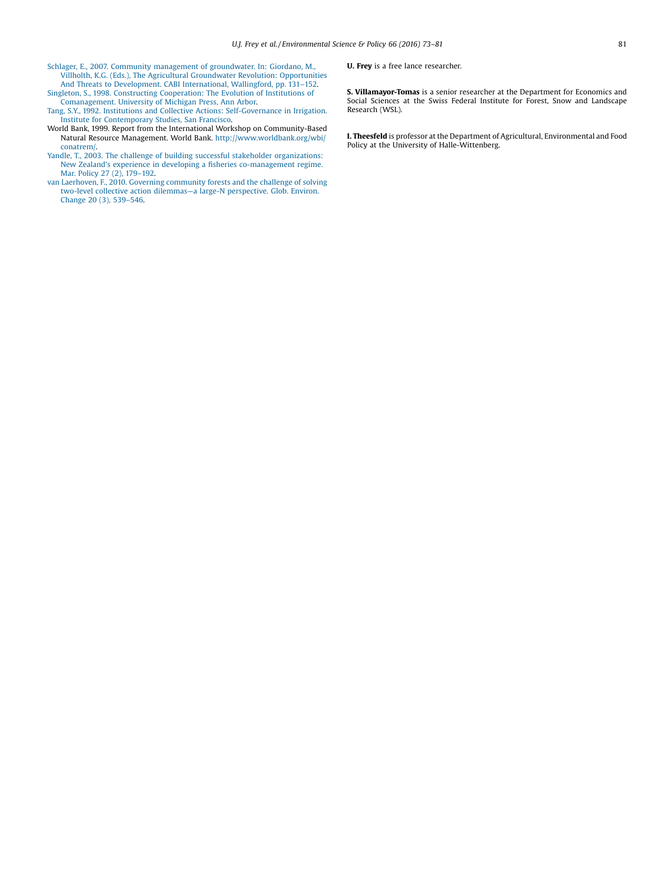Schlager, E., 2007. Community management of groundwater. In: Giordano, M., Villholth, K.G. (Eds.), The Agricultural Groundwater Revolution: Opportunities And Threats to Development. CABI International, Wallingford, pp. 131–152.

Singleton, S., 1998. Constructing Cooperation: The Evolution of Institutions of Comanagement. University of Michigan Press, Ann Arbor.

Tang, S.Y., 1992. Institutions and Collective Actions: Self-Governance in Irrigation. Institute for Contemporary Studies, San Francisco.

World Bank, 1999. Report from the International Workshop on Community-Based Natural Resource Management. World Bank. http://www.worldbank.org/wbi/conatrem/.

Yandle, T., 2003. The challenge of building successful stakeholder organizations: New Zealand's experience in developing a fisheries co-management regime. Mar. Policy 27 (2), 179–192.

van Laerhoven, F., 2010. Governing community forests and the challenge of solving two-level collective action dilemmas—a large-N perspective. Glob. Environ. Change 20 (3), 539–546.

**U. Frey** is a free lance researcher.

**S. Villamayor-Tomas** is a senior researcher at the Department for Economics and Social Sciences at the Swiss Federal Institute for Forest, Snow and Landscape Research (WSL).

**I. Theesfeld** is professor at the Department of Agricultural, Environmental and Food Policy at the University of Halle-Wittenberg.